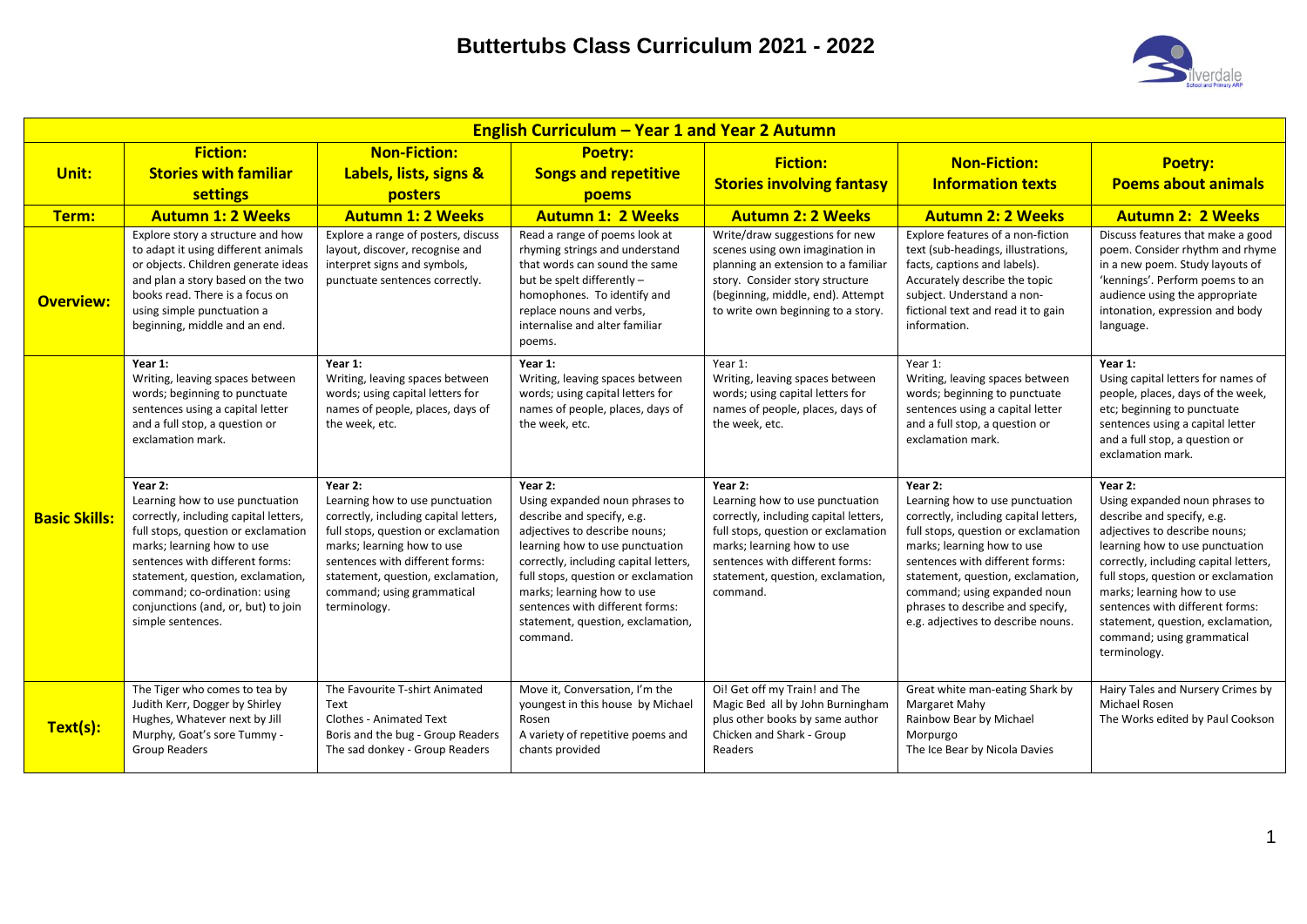# Buttertubs Class Curriculum 2021 - 2022

| English Curriculum – Year 1 and Year 2 Autumn | | | | | | |
|---|---|---|---|---|---|---|
| **Unit:** | **Fiction: Stories with familiar settings** | **Non-Fiction: Labels, lists, signs & posters** | **Poetry: Songs and repetitive poems** | **Fiction: Stories involving fantasy** | **Non-Fiction: Information texts** | **Poetry: Poems about animals** |
| **Term:** | **Autumn 1: 2 Weeks** | **Autumn 1: 2 Weeks** | **Autumn 1: 2 Weeks** | **Autumn 2: 2 Weeks** | **Autumn 2: 2 Weeks** | **Autumn 2: 2 Weeks** |
| **Overview:** | Explore story a structure and how to adapt it using different animals or objects. Children generate ideas and plan a story based on the two books read. There is a focus on using simple punctuation a beginning, middle and an end. | Explore a range of posters, discuss layout, discover, recognise and interpret signs and symbols, punctuate sentences correctly. | Read a range of poems look at rhyming strings and understand that words can sound the same but be spelt differently – homophones. To identify and replace nouns and verbs, internalise and alter familiar poems. | Write/draw suggestions for new scenes using own imagination in planning an extension to a familiar story. Consider story structure (beginning, middle, end). Attempt to write own beginning to a story. | Explore features of a non-fiction text (sub-headings, illustrations, facts, captions and labels). Accurately describe the topic subject. Understand a non-fictional text and read it to gain information. | Discuss features that make a good poem. Consider rhythm and rhyme in a new poem. Study layouts of 'kennings'. Perform poems to an audience using the appropriate intonation, expression and body language. |
| **Basic Skills:** | **Year 1:** Writing, leaving spaces between words; beginning to punctuate sentences using a capital letter and a full stop, a question or exclamation mark. | **Year 1:** Writing, leaving spaces between words; using capital letters for names of people, places, days of the week, etc. | **Year 1:** Writing, leaving spaces between words; using capital letters for names of people, places, days of the week, etc. | Year 1: Writing, leaving spaces between words; using capital letters for names of people, places, days of the week, etc. | Year 1: Writing, leaving spaces between words; beginning to punctuate sentences using a capital letter and a full stop, a question or exclamation mark. | **Year 1:** Using capital letters for names of people, places, days of the week, etc; beginning to punctuate sentences using a capital letter and a full stop, a question or exclamation mark. |
| | **Year 2:** Learning how to use punctuation correctly, including capital letters, full stops, question or exclamation marks; learning how to use sentences with different forms: statement, question, exclamation, command; co-ordination: using conjunctions (and, or, but) to join simple sentences. | **Year 2:** Learning how to use punctuation correctly, including capital letters, full stops, question or exclamation marks; learning how to use sentences with different forms: statement, question, exclamation, command; using grammatical terminology. | **Year 2:** Using expanded noun phrases to describe and specify, e.g. adjectives to describe nouns; learning how to use punctuation correctly, including capital letters, full stops, question or exclamation marks; learning how to use sentences with different forms: statement, question, exclamation, command. | **Year 2:** Learning how to use punctuation correctly, including capital letters, full stops, question or exclamation marks; learning how to use sentences with different forms: statement, question, exclamation, command. | **Year 2:** Learning how to use punctuation correctly, including capital letters, full stops, question or exclamation marks; learning how to use sentences with different forms: statement, question, exclamation, command; using expanded noun phrases to describe and specify, e.g. adjectives to describe nouns. | **Year 2:** Using expanded noun phrases to describe and specify, e.g. adjectives to describe nouns; learning how to use punctuation correctly, including capital letters, full stops, question or exclamation marks; learning how to use sentences with different forms: statement, question, exclamation, command; using grammatical terminology. |
| **Text(s):** | The Tiger who comes to tea by Judith Kerr, Dogger by Shirley Hughes, Whatever next by Jill Murphy, Goat's sore Tummy - Group Readers | The Favourite T-shirt Animated Text<br>Clothes - Animated Text<br>Boris and the bug - Group Readers<br>The sad donkey - Group Readers | Move it, Conversation, I'm the youngest in this house by Michael Rosen<br>A variety of repetitive poems and chants provided | Oi! Get off my Train! and The Magic Bed all by John Burningham plus other books by same author<br>Chicken and Shark - Group Readers | Great white man-eating Shark by Margaret Mahy<br>Rainbow Bear by Michael Morpurgo<br>The Ice Bear by Nicola Davies | Hairy Tales and Nursery Crimes by Michael Rosen<br>The Works edited by Paul Cookson |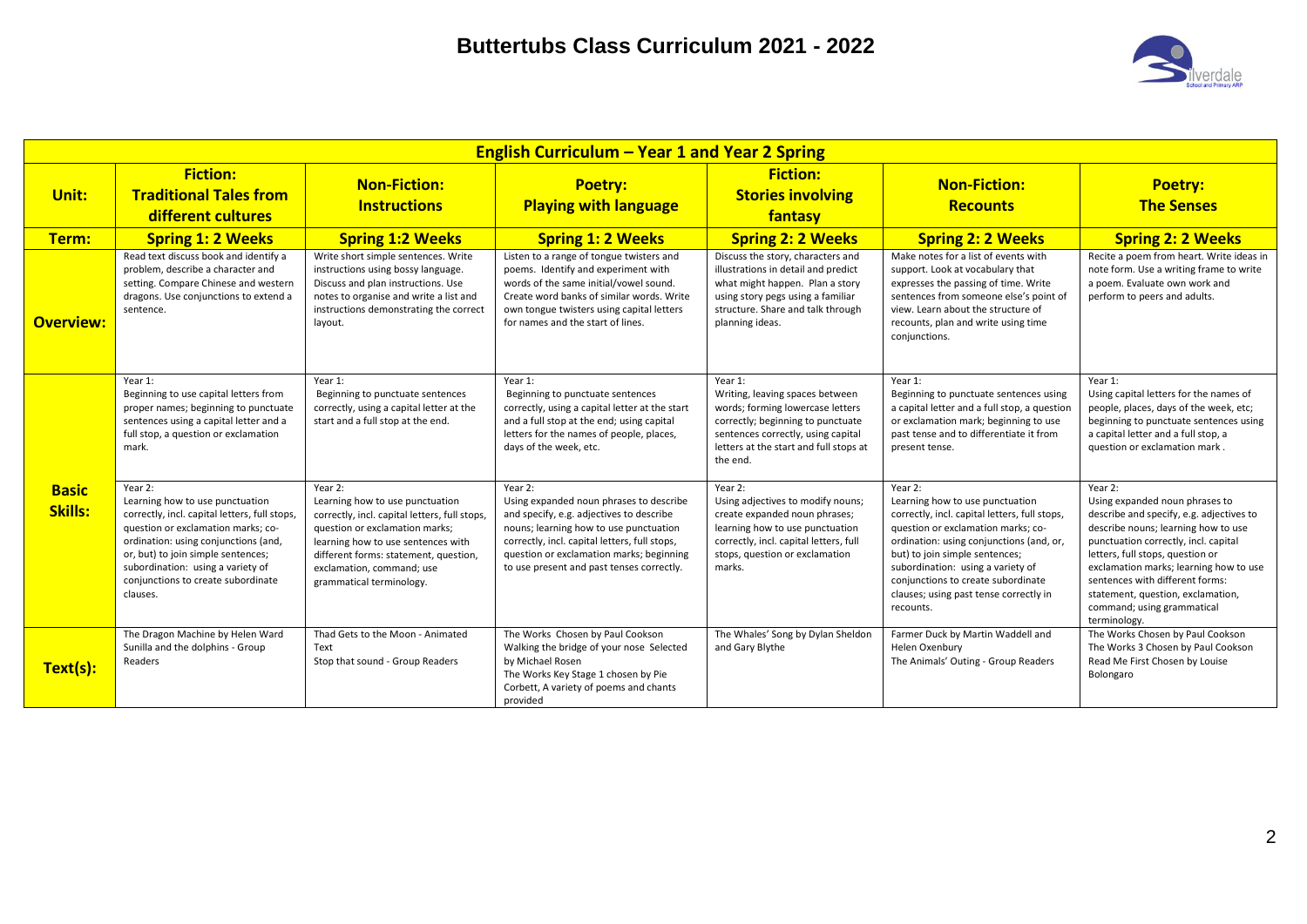# Buttertubs Class Curriculum 2021 - 2022

| English Curriculum – Year 1 and Year 2 Spring | | | | | | |
|---|---|---|---|---|---|---|
| **Unit:** | **Fiction: Traditional Tales from different cultures** | **Non-Fiction: Instructions** | **Poetry: Playing with language** | **Fiction: Stories involving fantasy** | **Non-Fiction: Recounts** | **Poetry: The Senses** |
| **Term:** | **Spring 1: 2 Weeks** | **Spring 1:2 Weeks** | **Spring 1: 2 Weeks** | **Spring 2: 2 Weeks** | **Spring 2: 2 Weeks** | **Spring 2: 2 Weeks** |
| **Overview:** | Read text discuss book and identify a problem, describe a character and setting. Compare Chinese and western dragons. Use conjunctions to extend a sentence. | Write short simple sentences. Write instructions using bossy language. Discuss and plan instructions. Use notes to organise and write a list and instructions demonstrating the correct layout. | Listen to a range of tongue twisters and poems. Identify and experiment with words of the same initial/vowel sound. Create word banks of similar words. Write own tongue twisters using capital letters for names and the start of lines. | Discuss the story, characters and illustrations in detail and predict what might happen. Plan a story using story pegs using a familiar structure. Share and talk through planning ideas. | Make notes for a list of events with support. Look at vocabulary that expresses the passing of time. Write sentences from someone else's point of view. Learn about the structure of recounts, plan and write using time conjunctions. | Recite a poem from heart. Write ideas in note form. Use a writing frame to write a poem. Evaluate own work and perform to peers and adults. |
| **Basic Skills:** | Year 1: Beginning to use capital letters from proper names; beginning to punctuate sentences using a capital letter and a full stop, a question or exclamation mark. | Year 1: Beginning to punctuate sentences correctly, using a capital letter at the start and a full stop at the end. | Year 1: Beginning to punctuate sentences correctly, using a capital letter at the start and a full stop at the end; using capital letters for the names of people, places, days of the week, etc. | Year 1: Writing, leaving spaces between words; forming lowercase letters correctly; beginning to punctuate sentences correctly, using capital letters at the start and full stops at the end. | Year 1: Beginning to punctuate sentences using a capital letter and a full stop, a question or exclamation mark; beginning to use past tense and to differentiate it from present tense. | Year 1: Using capital letters for the names of people, places, days of the week, etc; beginning to punctuate sentences using a capital letter and a full stop, a question or exclamation mark . |
| | Year 2: Learning how to use punctuation correctly, incl. capital letters, full stops, question or exclamation marks; co-ordination: using conjunctions (and, or, but) to join simple sentences; subordination: using a variety of conjunctions to create subordinate clauses. | Year 2: Learning how to use punctuation correctly, incl. capital letters, full stops, question or exclamation marks; learning how to use sentences with different forms: statement, question, exclamation, command; use grammatical terminology. | Year 2: Using expanded noun phrases to describe and specify, e.g. adjectives to describe nouns; learning how to use punctuation correctly, incl. capital letters, full stops, question or exclamation marks; beginning to use present and past tenses correctly. | Year 2: Using adjectives to modify nouns; create expanded noun phrases; learning how to use punctuation correctly, incl. capital letters, full stops, question or exclamation marks. | Year 2: Learning how to use punctuation correctly, incl. capital letters, full stops, question or exclamation marks; co-ordination: using conjunctions (and, or, but) to join simple sentences; subordination: using a variety of conjunctions to create subordinate clauses; using past tense correctly in recounts. | Year 2: Using expanded noun phrases to describe and specify, e.g. adjectives to describe nouns; learning how to use punctuation correctly, incl. capital letters, full stops, question or exclamation marks; learning how to use sentences with different forms: statement, question, exclamation, command; using grammatical terminology. |
| **Text(s):** | The Dragon Machine by Helen Ward<br>Sunilla and the dolphins - Group Readers | Thad Gets to the Moon - Animated Text<br>Stop that sound - Group Readers | The Works Chosen by Paul Cookson<br>Walking the bridge of your nose Selected by Michael Rosen<br>The Works Key Stage 1 chosen by Pie Corbett, A variety of poems and chants provided | The Whales' Song by Dylan Sheldon and Gary Blythe | Farmer Duck by Martin Waddell and Helen Oxenbury<br>The Animals' Outing - Group Readers | The Works Chosen by Paul Cookson<br>The Works 3 Chosen by Paul Cookson<br>Read Me First Chosen by Louise Bolongaro |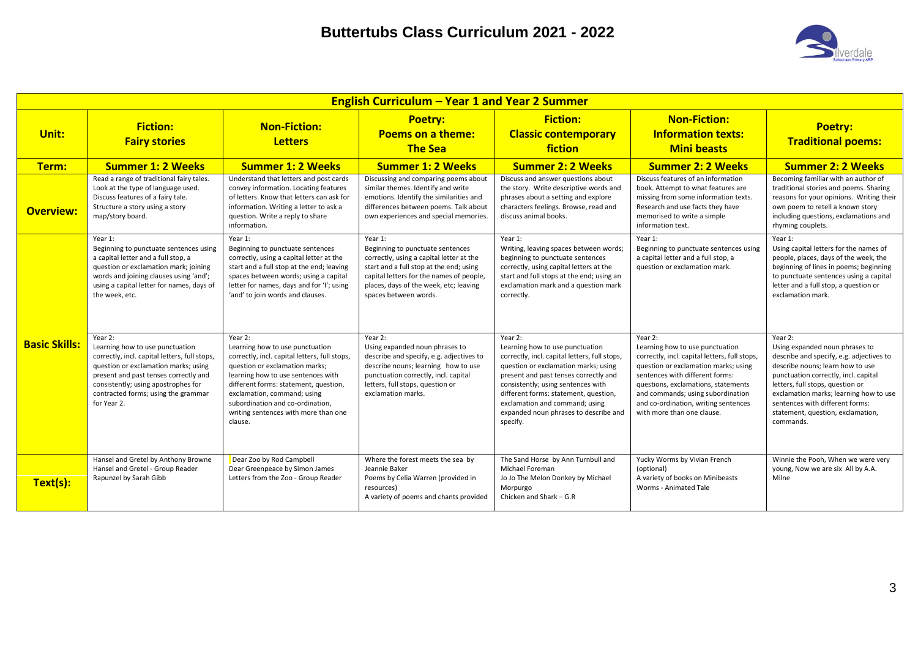# Buttertubs Class Curriculum 2021 - 2022

| English Curriculum – Year 1 and Year 2 Summer | | | | | | |
|---|---|---|---|---|---|---|
| **Unit:** | **Fiction: Fairy stories** | **Non-Fiction: Letters** | **Poetry: Poems on a theme: The Sea** | **Fiction: Classic contemporary fiction** | **Non-Fiction: Information texts: Mini beasts** | **Poetry: Traditional poems:** |
| **Term:** | **Summer 1: 2 Weeks** | **Summer 1: 2 Weeks** | **Summer 1: 2 Weeks** | **Summer 2: 2 Weeks** | **Summer 2: 2 Weeks** | **Summer 2: 2 Weeks** |
| **Overview:** | Read a range of traditional fairy tales. Look at the type of language used. Discuss features of a fairy tale. Structure a story using a story map/story board. | Understand that letters and post cards convey information. Locating features of letters. Know that letters can ask for information. Writing a letter to ask a question. Write a reply to share information. | Discussing and comparing poems about similar themes. Identify and write emotions. Identify the similarities and differences between poems. Talk about own experiences and special memories. | Discuss and answer questions about the story. Write descriptive words and phrases about a setting and explore characters feelings. Browse, read and discuss animal books. | Discuss features of an information book. Attempt to what features are missing from some information texts. Research and use facts they have memorised to write a simple information text. | Becoming familiar with an author of traditional stories and poems. Sharing reasons for your opinions. Writing their own poem to retell a known story including questions, exclamations and rhyming couplets. |
| **Basic Skills:** | Year 1: Beginning to punctuate sentences using a capital letter and a full stop, a question or exclamation mark; joining words and joining clauses using 'and'; using a capital letter for names, days of the week, etc. | Year 1: Beginning to punctuate sentences correctly, using a capital letter at the start and a full stop at the end; leaving spaces between words; using a capital letter for names, days and for 'I'; using 'and' to join words and clauses. | Year 1: Beginning to punctuate sentences correctly, using a capital letter at the start and a full stop at the end; using capital letters for the names of people, places, days of the week, etc; leaving spaces between words. | Year 1: Writing, leaving spaces between words; beginning to punctuate sentences correctly, using capital letters at the start and full stops at the end; using an exclamation mark and a question mark correctly. | Year 1: Beginning to punctuate sentences using a capital letter and a full stop, a question or exclamation mark. | Year 1: Using capital letters for the names of people, places, days of the week, the beginning of lines in poems; beginning to punctuate sentences using a capital letter and a full stop, a question or exclamation mark. |
| | Year 2: Learning how to use punctuation correctly, incl. capital letters, full stops, question or exclamation marks; using present and past tenses correctly and consistently; using apostrophes for contracted forms; using the grammar for Year 2. | Year 2: Learning how to use punctuation correctly, incl. capital letters, full stops, question or exclamation marks; learning how to use sentences with different forms: statement, question, exclamation, command; using subordination and co-ordination, writing sentences with more than one clause. | Year 2: Using expanded noun phrases to describe and specify, e.g. adjectives to describe nouns; learning how to use punctuation correctly, incl. capital letters, full stops, question or exclamation marks. | Year 2: Learning how to use punctuation correctly, incl. capital letters, full stops, question or exclamation marks; using present and past tenses correctly and consistently; using sentences with different forms: statement, question, exclamation and command; using expanded noun phrases to describe and specify. | Year 2: Learning how to use punctuation correctly, incl. capital letters, full stops, question or exclamation marks; using sentences with different forms: questions, exclamations, statements and commands; using subordination and co-ordination, writing sentences with more than one clause. | Year 2: Using expanded noun phrases to describe and specify, e.g. adjectives to describe nouns; learn how to use punctuation correctly, incl. capital letters, full stops, question or exclamation marks; learning how to use sentences with different forms: statement, question, exclamation, commands. |
| **Text(s):** | Hansel and Gretel by Anthony Browne<br>Hansel and Gretel - Group Reader<br>Rapunzel by Sarah Gibb | Dear Zoo by Rod Campbell<br>Dear Greenpeace by Simon James<br>Letters from the Zoo - Group Reader | Where the forest meets the sea by Jeannie Baker<br>Poems by Celia Warren (provided in resources)<br>A variety of poems and chants provided | The Sand Horse by Ann Turnbull and Michael Foreman<br>Jo Jo The Melon Donkey by Michael Morpurgo<br>Chicken and Shark – G.R | Yucky Worms by Vivian French (optional)<br>A variety of books on Minibeasts<br>Worms - Animated Tale | Winnie the Pooh, When we were very young, Now we are six All by A.A. Milne |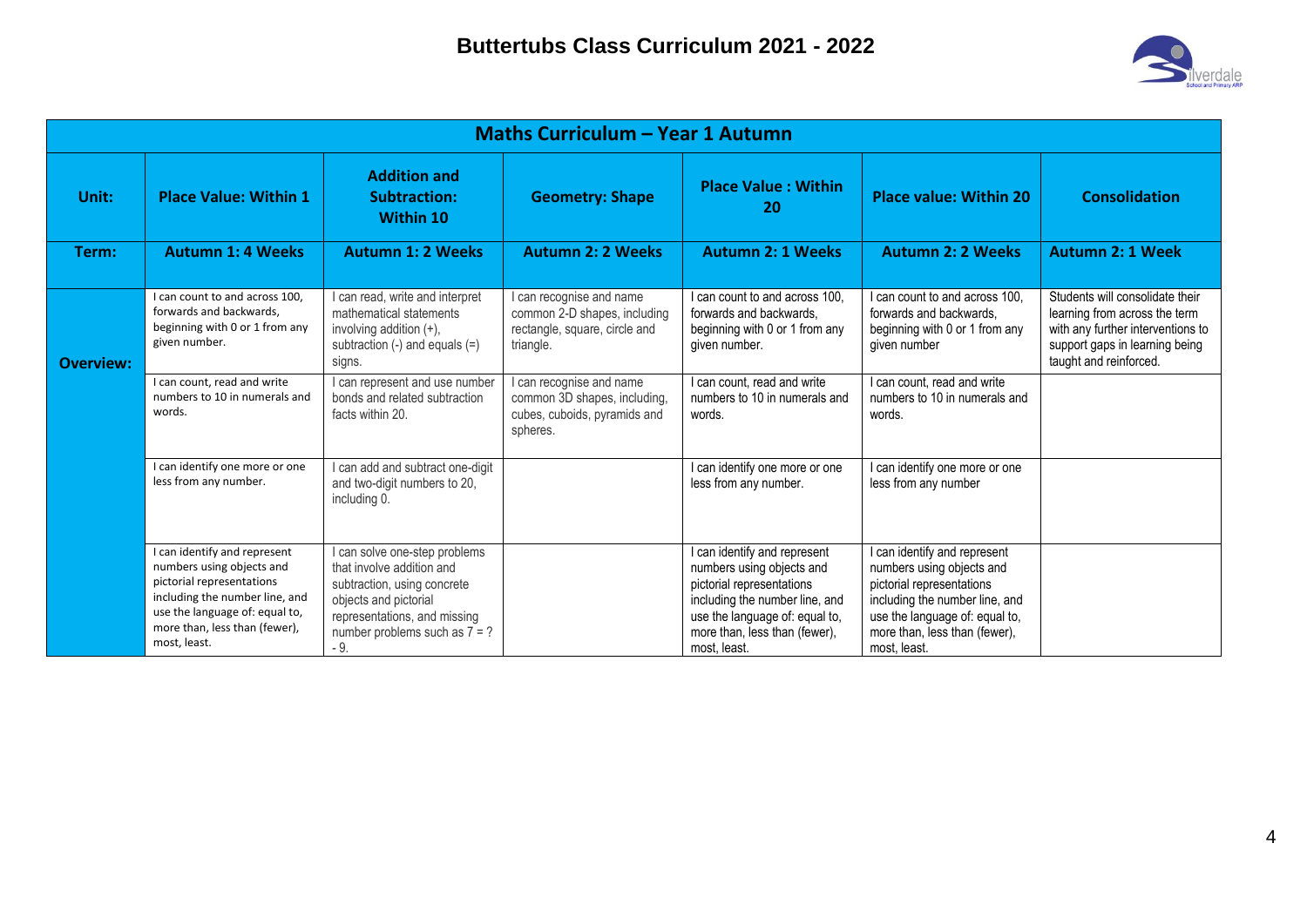# Buttertubs Class Curriculum 2021 - 2022

| Maths Curriculum – Year 1 Autumn | | | | | | |
|---|---|---|---|---|---|---|
| **Unit:** | **Place Value: Within 1** | **Addition and Subtraction: Within 10** | **Geometry: Shape** | **Place Value : Within 20** | **Place value: Within 20** | **Consolidation** |
| **Term:** | **Autumn 1: 4 Weeks** | **Autumn 1: 2 Weeks** | **Autumn 2: 2 Weeks** | **Autumn 2: 1 Weeks** | **Autumn 2: 2 Weeks** | **Autumn 2: 1 Week** |
| **Overview:** | I can count to and across 100, forwards and backwards, beginning with 0 or 1 from any given number. | I can read, write and interpret mathematical statements involving addition (+), subtraction (-) and equals (=) signs. | I can recognise and name common 2-D shapes, including rectangle, square, circle and triangle. | I can count to and across 100, forwards and backwards, beginning with 0 or 1 from any given number. | I can count to and across 100, forwards and backwards, beginning with 0 or 1 from any given number | Students will consolidate their learning from across the term with any further interventions to support gaps in learning being taught and reinforced. |
| | I can count, read and write numbers to 10 in numerals and words. | I can represent and use number bonds and related subtraction facts within 20. | I can recognise and name common 3D shapes, including, cubes, cuboids, pyramids and spheres. | I can count, read and write numbers to 10 in numerals and words. | I can count, read and write numbers to 10 in numerals and words. | |
| | I can identify one more or one less from any number. | I can add and subtract one-digit and two-digit numbers to 20, including 0. | | I can identify one more or one less from any number. | I can identify one more or one less from any number | |
| | I can identify and represent numbers using objects and pictorial representations including the number line, and use the language of: equal to, more than, less than (fewer), most, least. | I can solve one-step problems that involve addition and subtraction, using concrete objects and pictorial representations, and missing number problems such as 7 = ? - 9. | | I can identify and represent numbers using objects and pictorial representations including the number line, and use the language of: equal to, more than, less than (fewer), most, least. | I can identify and represent numbers using objects and pictorial representations including the number line, and use the language of: equal to, more than, less than (fewer), most, least. | |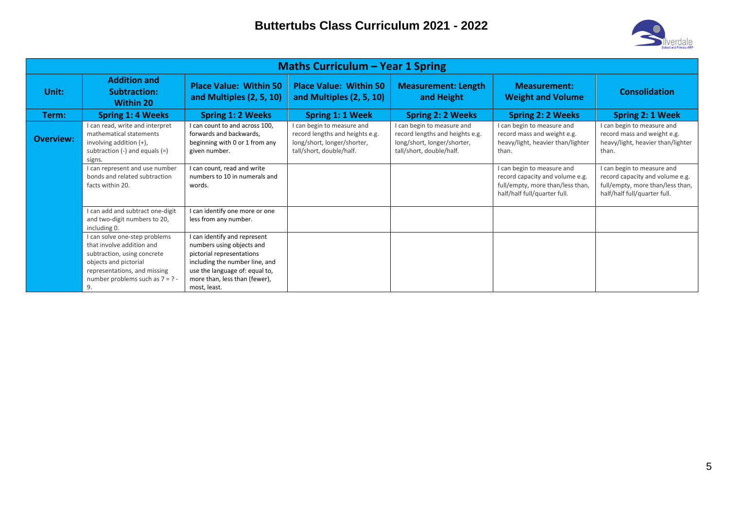# Buttertubs Class Curriculum 2021 - 2022

| Maths Curriculum – Year 1 Spring | | | | | | |
|---|---|---|---|---|---|---|
| **Unit:** | **Addition and Subtraction: Within 20** | **Place Value: Within 50 and Multiples (2, 5, 10)** | **Place Value: Within 50 and Multiples (2, 5, 10)** | **Measurement: Length and Height** | **Measurement: Weight and Volume** | **Consolidation** |
| **Term:** | **Spring 1: 4 Weeks** | **Spring 1: 2 Weeks** | **Spring 1: 1 Week** | **Spring 2: 2 Weeks** | **Spring 2: 2 Weeks** | **Spring 2: 1 Week** |
| **Overview:** | I can read, write and interpret mathematical statements involving addition (+), subtraction (-) and equals (=) signs. | I can count to and across 100, forwards and backwards, beginning with 0 or 1 from any given number. | I can begin to measure and record lengths and heights e.g. long/short, longer/shorter, tall/short, double/half. | I can begin to measure and record lengths and heights e.g. long/short, longer/shorter, tall/short, double/half. | I can begin to measure and record mass and weight e.g. heavy/light, heavier than/lighter than. | I can begin to measure and record mass and weight e.g. heavy/light, heavier than/lighter than. |
| | I can represent and use number bonds and related subtraction facts within 20. | I can count, read and write numbers to 10 in numerals and words. | | | I can begin to measure and record capacity and volume e.g. full/empty, more than/less than, half/half full/quarter full. | I can begin to measure and record capacity and volume e.g. full/empty, more than/less than, half/half full/quarter full. |
| | I can add and subtract one-digit and two-digit numbers to 20, including 0. | I can identify one more or one less from any number. | | | | |
| | I can solve one-step problems that involve addition and subtraction, using concrete objects and pictorial representations, and missing number problems such as 7 = ? - 9. | I can identify and represent numbers using objects and pictorial representations including the number line, and use the language of: equal to, more than, less than (fewer), most, least. | | | | |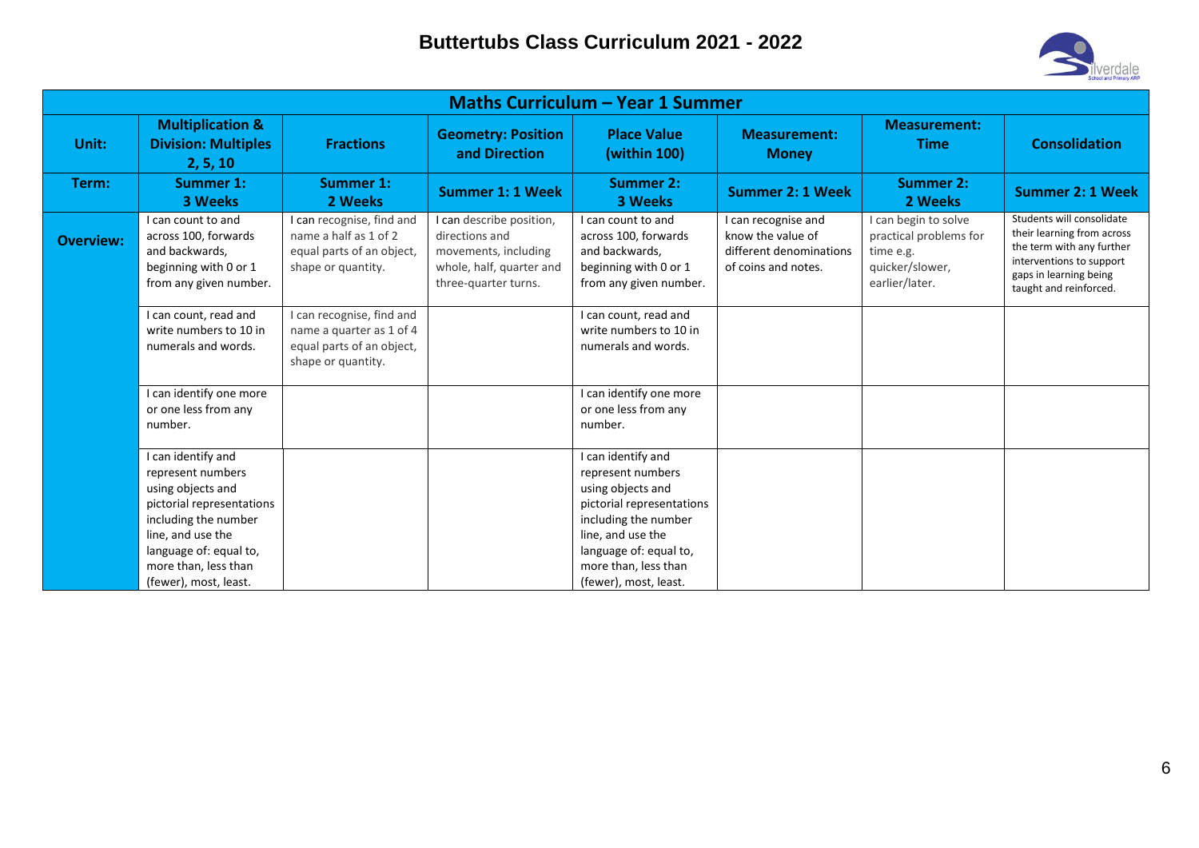# Buttertubs Class Curriculum 2021 - 2022

| Maths Curriculum – Year 1 Summer | | | | | | | |
|---|---|---|---|---|---|---|---|
| **Unit:** | **Multiplication & Division: Multiples 2, 5, 10** | **Fractions** | **Geometry: Position and Direction** | **Place Value (within 100)** | **Measurement: Money** | **Measurement: Time** | **Consolidation** |
| **Term:** | **Summer 1: 3 Weeks** | **Summer 1: 2 Weeks** | **Summer 1: 1 Week** | **Summer 2: 3 Weeks** | **Summer 2: 1 Week** | **Summer 2: 2 Weeks** | **Summer 2: 1 Week** |
| **Overview:** | I can count to and across 100, forwards and backwards, beginning with 0 or 1 from any given number. | I can recognise, find and name a half as 1 of 2 equal parts of an object, shape or quantity. | I can describe position, directions and movements, including whole, half, quarter and three-quarter turns. | I can count to and across 100, forwards and backwards, beginning with 0 or 1 from any given number. | I can recognise and know the value of different denominations of coins and notes. | I can begin to solve practical problems for time e.g. quicker/slower, earlier/later. | Students will consolidate their learning from across the term with any further interventions to support gaps in learning being taught and reinforced. |
| | I can count, read and write numbers to 10 in numerals and words. | I can recognise, find and name a quarter as 1 of 4 equal parts of an object, shape or quantity. | | I can count, read and write numbers to 10 in numerals and words. | | | |
| | I can identify one more or one less from any number. | | | I can identify one more or one less from any number. | | | |
| | I can identify and represent numbers using objects and pictorial representations including the number line, and use the language of: equal to, more than, less than (fewer), most, least. | | | I can identify and represent numbers using objects and pictorial representations including the number line, and use the language of: equal to, more than, less than (fewer), most, least. | | | |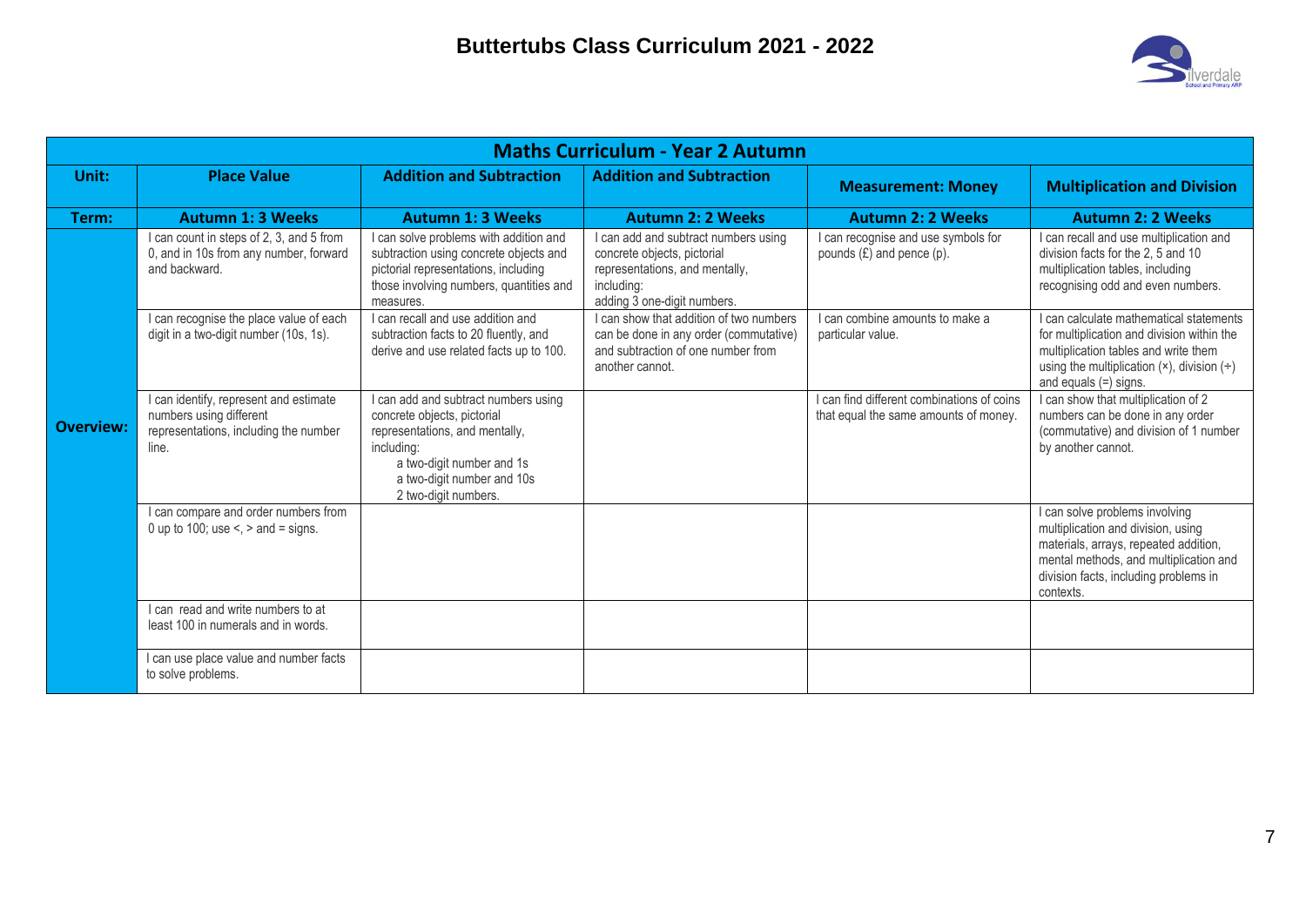# Buttertubs Class Curriculum 2021 - 2022

| Maths Curriculum - Year 2 Autumn | | | | | |
|---|---|---|---|---|---|
| **Unit:** | **Place Value** | **Addition and Subtraction** | **Addition and Subtraction** | **Measurement: Money** | **Multiplication and Division** |
| **Term:** | **Autumn 1: 3 Weeks** | **Autumn 1: 3 Weeks** | **Autumn 2: 2 Weeks** | **Autumn 2: 2 Weeks** | **Autumn 2: 2 Weeks** |
| **Overview:** | I can count in steps of 2, 3, and 5 from 0, and in 10s from any number, forward and backward. | I can solve problems with addition and subtraction using concrete objects and pictorial representations, including those involving numbers, quantities and measures. | I can add and subtract numbers using concrete objects, pictorial representations, and mentally, including: adding 3 one-digit numbers. | I can recognise and use symbols for pounds (£) and pence (p). | I can recall and use multiplication and division facts for the 2, 5 and 10 multiplication tables, including recognising odd and even numbers. |
| | I can recognise the place value of each digit in a two-digit number (10s, 1s). | I can recall and use addition and subtraction facts to 20 fluently, and derive and use related facts up to 100. | I can show that addition of two numbers can be done in any order (commutative) and subtraction of one number from another cannot. | I can combine amounts to make a particular value. | I can calculate mathematical statements for multiplication and division within the multiplication tables and write them using the multiplication (×), division (÷) and equals (=) signs. |
| | I can identify, represent and estimate numbers using different representations, including the number line. | I can add and subtract numbers using concrete objects, pictorial representations, and mentally, including: a two-digit number and 1s; a two-digit number and 10s; 2 two-digit numbers. | | I can find different combinations of coins that equal the same amounts of money. | I can show that multiplication of 2 numbers can be done in any order (commutative) and division of 1 number by another cannot. |
| | I can compare and order numbers from 0 up to 100; use <, > and = signs. | | | | I can solve problems involving multiplication and division, using materials, arrays, repeated addition, mental methods, and multiplication and division facts, including problems in contexts. |
| | I can read and write numbers to at least 100 in numerals and in words. | | | | |
| | I can use place value and number facts to solve problems. | | | | |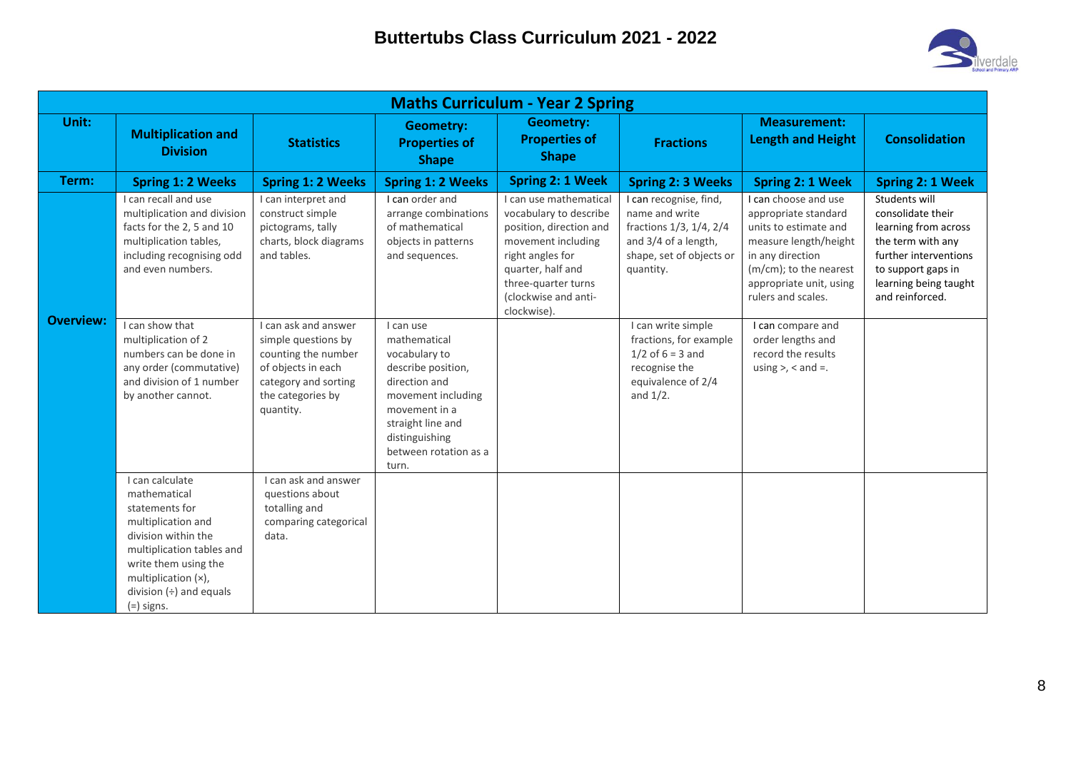# Buttertubs Class Curriculum 2021 - 2022

| Maths Curriculum - Year 2 Spring | | | | | | | |
|---|---|---|---|---|---|---|---|
| **Unit:** | **Multiplication and Division** | **Statistics** | **Geometry: Properties of Shape** | **Geometry: Properties of Shape** | **Fractions** | **Measurement: Length and Height** | **Consolidation** |
| **Term:** | **Spring 1: 2 Weeks** | **Spring 1: 2 Weeks** | **Spring 1: 2 Weeks** | **Spring 2: 1 Week** | **Spring 2: 3 Weeks** | **Spring 2: 1 Week** | **Spring 2: 1 Week** |
| **Overview:** | I can recall and use multiplication and division facts for the 2, 5 and 10 multiplication tables, including recognising odd and even numbers. | I can interpret and construct simple pictograms, tally charts, block diagrams and tables. | I can order and arrange combinations of mathematical objects in patterns and sequences. | I can use mathematical vocabulary to describe position, direction and movement including right angles for quarter, half and three-quarter turns (clockwise and anti-clockwise). | I can recognise, find, name and write fractions 1/3, 1/4, 2/4 and 3/4 of a length, shape, set of objects or quantity. | I can choose and use appropriate standard units to estimate and measure length/height in any direction (m/cm); to the nearest appropriate unit, using rulers and scales. | Students will consolidate their learning from across the term with any further interventions to support gaps in learning being taught and reinforced. |
| | I can show that multiplication of 2 numbers can be done in any order (commutative) and division of 1 number by another cannot. | I can ask and answer simple questions by counting the number of objects in each category and sorting the categories by quantity. | I can use mathematical vocabulary to describe position, direction and movement including movement in a straight line and distinguishing between rotation as a turn. | | I can write simple fractions, for example 1/2 of 6 = 3 and recognise the equivalence of 2/4 and 1/2. | I can compare and order lengths and record the results using >, < and =. | |
| | I can calculate mathematical statements for multiplication and division within the multiplication tables and write them using the multiplication (×), division (÷) and equals (=) signs. | I can ask and answer questions about totalling and comparing categorical data. | | | | | |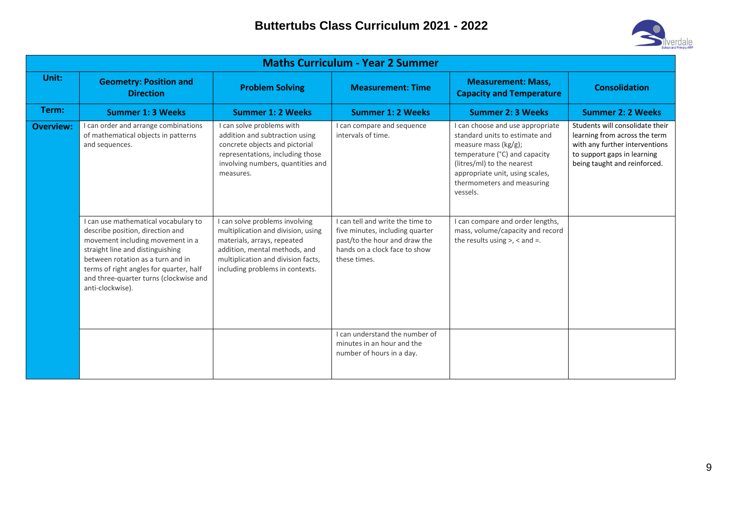# Buttertubs Class Curriculum 2021 - 2022

| Maths Curriculum - Year 2 Summer | | | | | |
|---|---|---|---|---|---|
| **Unit:** | **Geometry: Position and Direction** | **Problem Solving** | **Measurement: Time** | **Measurement: Mass, Capacity and Temperature** | **Consolidation** |
| **Term:** | **Summer 1: 3 Weeks** | **Summer 1: 2 Weeks** | **Summer 1: 2 Weeks** | **Summer 2: 3 Weeks** | **Summer 2: 2 Weeks** |
| **Overview:** | I can order and arrange combinations of mathematical objects in patterns and sequences. | I can solve problems with addition and subtraction using concrete objects and pictorial representations, including those involving numbers, quantities and measures. | I can compare and sequence intervals of time. | I can choose and use appropriate standard units to estimate and measure mass (kg/g); temperature (°C) and capacity (litres/ml) to the nearest appropriate unit, using scales, thermometers and measuring vessels. | Students will consolidate their learning from across the term with any further interventions to support gaps in learning being taught and reinforced. |
| | I can use mathematical vocabulary to describe position, direction and movement including movement in a straight line and distinguishing between rotation as a turn and in terms of right angles for quarter, half and three-quarter turns (clockwise and anti-clockwise). | I can solve problems involving multiplication and division, using materials, arrays, repeated addition, mental methods, and multiplication and division facts, including problems in contexts. | I can tell and write the time to five minutes, including quarter past/to the hour and draw the hands on a clock face to show these times. | I can compare and order lengths, mass, volume/capacity and record the results using >, < and =. | |
| | | | I can understand the number of minutes in an hour and the number of hours in a day. | | |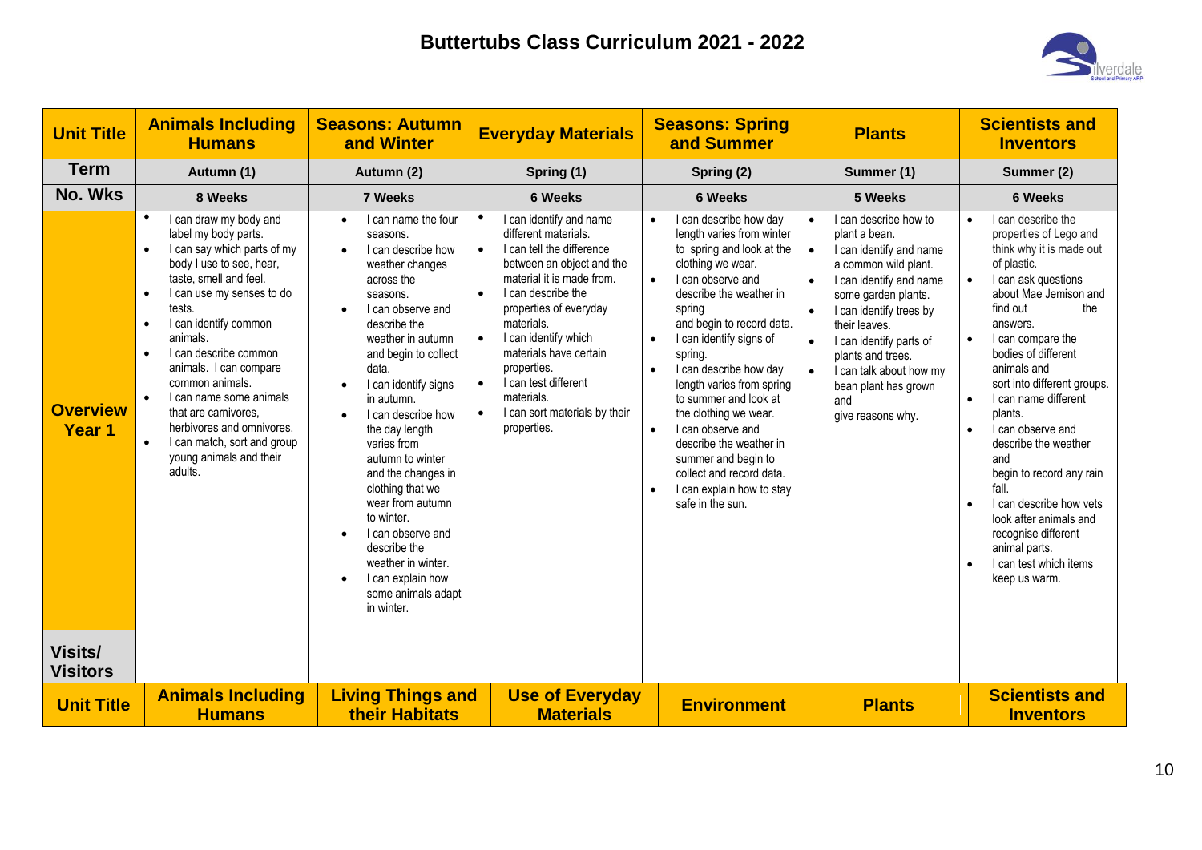# Buttertubs Class Curriculum 2021 - 2022

| Unit Title | Animals Including Humans | Seasons: Autumn and Winter | Everyday Materials | Seasons: Spring and Summer | Plants | Scientists and Inventors |
|---|---|---|---|---|---|---|
| Term | Autumn (1) | Autumn (2) | Spring (1) | Spring (2) | Summer (1) | Summer (2) |
| No. Wks | 8 Weeks | 7 Weeks | 6 Weeks | 6 Weeks | 5 Weeks | 6 Weeks |
| Overview Year 1 | • I can draw my body and label my body parts.<br>• I can say which parts of my body I use to see, hear, taste, smell and feel.<br>• I can use my senses to do tests.<br>• I can identify common animals.<br>• I can describe common animals. I can compare common animals.<br>• I can name some animals that are carnivores, herbivores and omnivores.<br>• I can match, sort and group young animals and their adults. | • I can name the four seasons.<br>• I can describe how weather changes across the seasons.<br>• I can observe and describe the weather in autumn and begin to collect data.<br>• I can identify signs in autumn.<br>• I can describe how the day length varies from autumn to winter and the changes in clothing that we wear from autumn to winter.<br>• I can observe and describe the weather in winter.<br>• I can explain how some animals adapt in winter. | • I can identify and name different materials.<br>• I can tell the difference between an object and the material it is made from.<br>• I can describe the properties of everyday materials.<br>• I can identify which materials have certain properties.<br>• I can test different materials.<br>• I can sort materials by their properties. | • I can describe how day length varies from winter to spring and look at the clothing we wear.<br>• I can observe and describe the weather in spring and begin to record data.<br>• I can identify signs of spring.<br>• I can describe how day length varies from spring to summer and look at the clothing we wear.<br>• I can observe and describe the weather in summer and begin to collect and record data.<br>• I can explain how to stay safe in the sun. | • I can describe how to plant a bean.<br>• I can identify and name a common wild plant.<br>• I can identify and name some garden plants.<br>• I can identify trees by their leaves.<br>• I can identify parts of plants and trees.<br>• I can talk about how my bean plant has grown and give reasons why. | • I can describe the properties of Lego and think why it is made out of plastic.<br>• I can ask questions about Mae Jemison and find out the answers.<br>• I can compare the bodies of different animals and sort into different groups.<br>• I can name different plants.<br>• I can observe and describe the weather and begin to record any rain fall.<br>• I can describe how vets look after animals and recognise different animal parts.<br>• I can test which items keep us warm. |
| Visits/ Visitors | | | | | | |
| Unit Title | Animals Including Humans | Living Things and their Habitats | Use of Everyday Materials | Environment | Plants | Scientists and Inventors |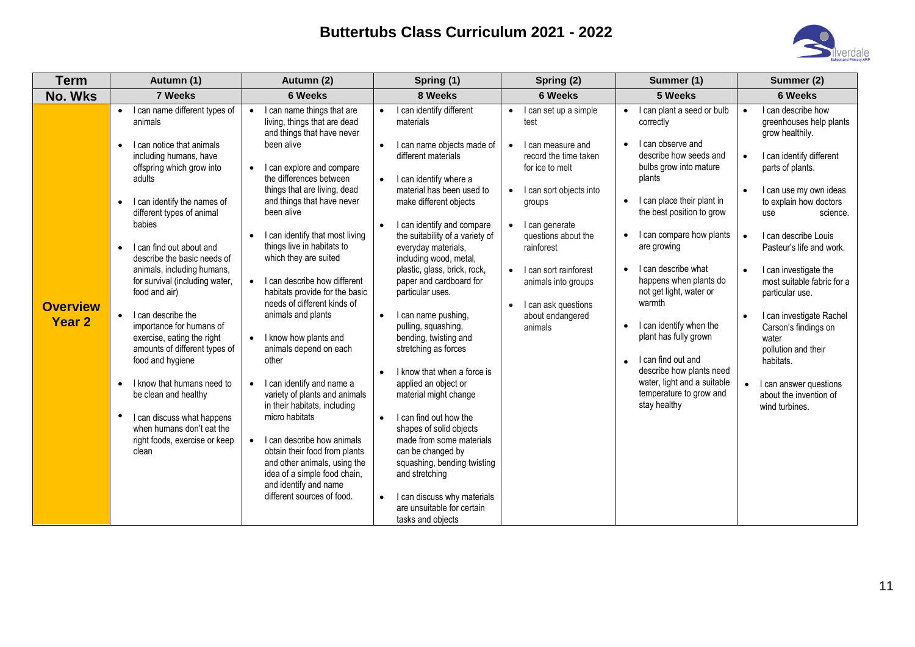# Buttertubs Class Curriculum 2021 - 2022

| Term | Autumn (1) | Autumn (2) | Spring (1) | Spring (2) | Summer (1) | Summer (2) |
|---|---|---|---|---|---|---|
| No. Wks | 7 Weeks | 6 Weeks | 8 Weeks | 6 Weeks | 5 Weeks | 6 Weeks |
| **Overview Year 2** | • I can name different types of animals<br>• I can notice that animals including humans, have offspring which grow into adults<br>• I can identify the names of different types of animal babies<br>• I can find out about and describe the basic needs of animals, including humans, for survival (including water, food and air)<br>• I can describe the importance for humans of exercise, eating the right amounts of different types of food and hygiene<br>• I know that humans need to be clean and healthy<br>• I can discuss what happens when humans don't eat the right foods, exercise or keep clean | • I can name things that are living, things that are dead and things that have never been alive<br>• I can explore and compare the differences between things that are living, dead and things that have never been alive<br>• I can identify that most living things live in habitats to which they are suited<br>• I can describe how different habitats provide for the basic needs of different kinds of animals and plants<br>• I know how plants and animals depend on each other<br>• I can identify and name a variety of plants and animals in their habitats, including micro habitats<br>• I can describe how animals obtain their food from plants and other animals, using the idea of a simple food chain, and identify and name different sources of food. | • I can identify different materials<br>• I can name objects made of different materials<br>• I can identify where a material has been used to make different objects<br>• I can identify and compare the suitability of a variety of everyday materials, including wood, metal, plastic, glass, brick, rock, paper and cardboard for particular uses.<br>• I can name pushing, pulling, squashing, bending, twisting and stretching as forces<br>• I know that when a force is applied an object or material might change<br>• I can find out how the shapes of solid objects made from some materials can be changed by squashing, bending twisting and stretching<br>• I can discuss why materials are unsuitable for certain tasks and objects | • I can set up a simple test<br>• I can measure and record the time taken for ice to melt<br>• I can sort objects into groups<br>• I can generate questions about the rainforest<br>• I can sort rainforest animals into groups<br>• I can ask questions about endangered animals | • I can plant a seed or bulb correctly<br>• I can observe and describe how seeds and bulbs grow into mature plants<br>• I can place their plant in the best position to grow<br>• I can compare how plants are growing<br>• I can describe what happens when plants do not get light, water or warmth<br>• I can identify when the plant has fully grown<br>• I can find out and describe how plants need water, light and a suitable temperature to grow and stay healthy | • I can describe how greenhouses help plants grow healthily.<br>• I can identify different parts of plants.<br>• I can use my own ideas to explain how doctors use science.<br>• I can describe Louis Pasteur's life and work.<br>• I can investigate the most suitable fabric for a particular use.<br>• I can investigate Rachel Carson's findings on water pollution and their habitats.<br>• I can answer questions about the invention of wind turbines. |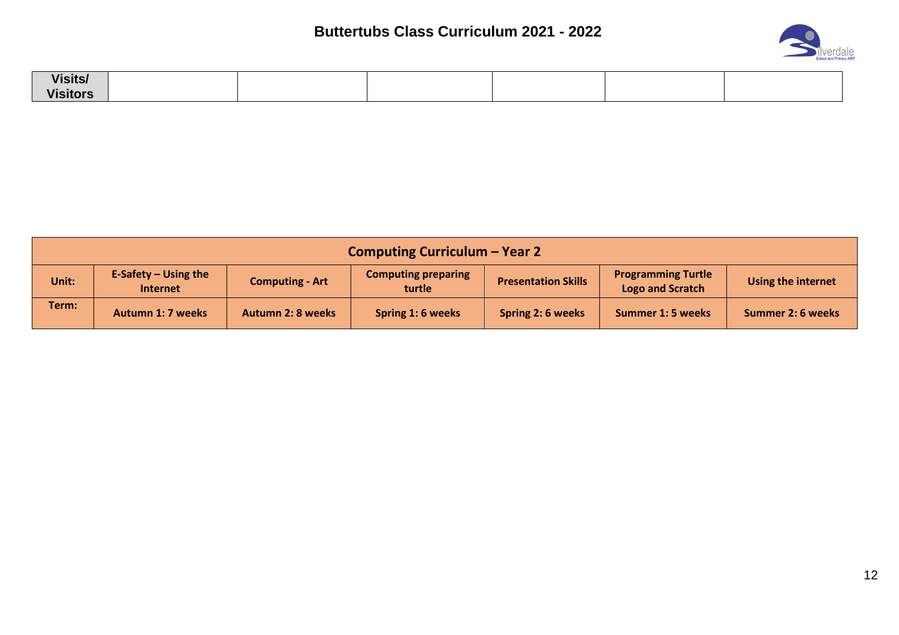# Buttertubs Class Curriculum 2021 - 2022

| Visits/ Visitors | | | | | | |
|---|---|---|---|---|---|---|

| Computing Curriculum – Year 2 | | | | | | |
|---|---|---|---|---|---|---|
| **Unit:** | **E-Safety – Using the Internet** | **Computing - Art** | **Computing preparing turtle** | **Presentation Skills** | **Programming Turtle Logo and Scratch** | **Using the internet** |
| **Term:** | **Autumn 1: 7 weeks** | **Autumn 2: 8 weeks** | **Spring 1: 6 weeks** | **Spring 2: 6 weeks** | **Summer 1: 5 weeks** | **Summer 2: 6 weeks** |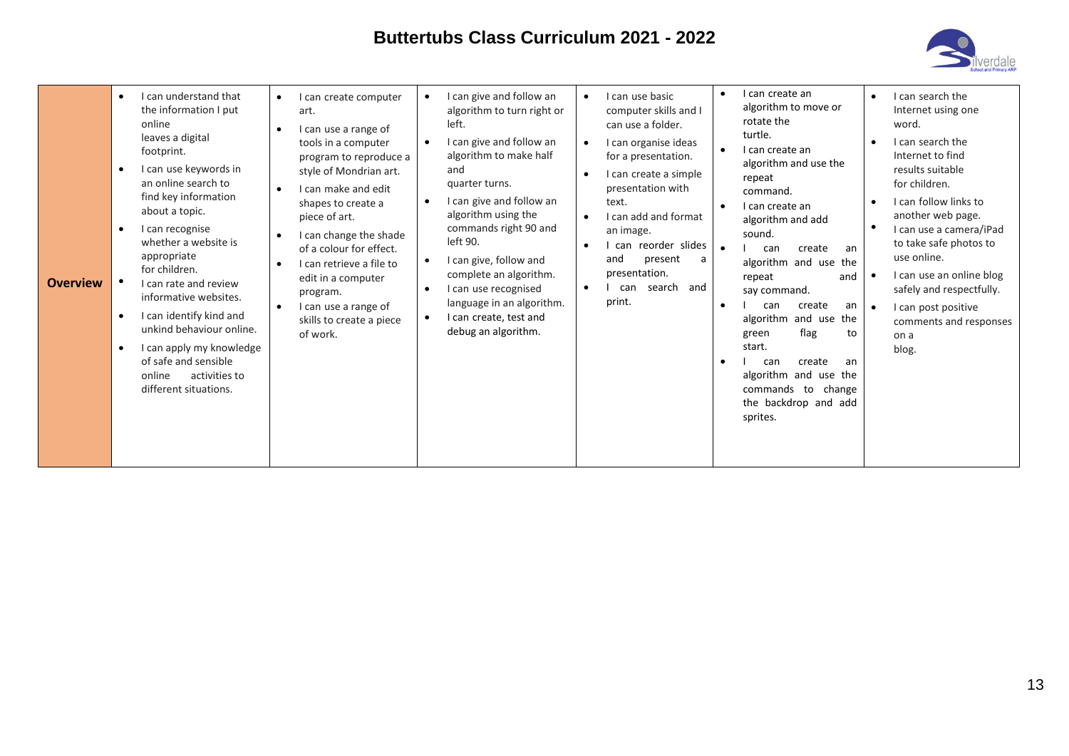# Buttertubs Class Curriculum 2021 - 2022

| **Overview** | | | | | | |
|---|---|---|---|---|---|---|
| **Overview** | • I can understand that the information I put online leaves a digital footprint.<br>• I can use keywords in an online search to find key information about a topic.<br>• I can recognise whether a website is appropriate for children.<br>• I can rate and review informative websites.<br>• I can identify kind and unkind behaviour online.<br>• I can apply my knowledge of safe and sensible online activities to different situations. | • I can create computer art.<br>• I can use a range of tools in a computer program to reproduce a style of Mondrian art.<br>• I can make and edit shapes to create a piece of art.<br>• I can change the shade of a colour for effect.<br>• I can retrieve a file to edit in a computer program.<br>• I can use a range of skills to create a piece of work. | • I can give and follow an algorithm to turn right or left.<br>• I can give and follow an algorithm to make half and quarter turns.<br>• I can give and follow an algorithm using the commands right 90 and left 90.<br>• I can give, follow and complete an algorithm.<br>• I can use recognised language in an algorithm.<br>• I can create, test and debug an algorithm. | • I can use basic computer skills and I can use a folder.<br>• I can organise ideas for a presentation.<br>• I can create a simple presentation with text.<br>• I can add and format an image.<br>• I can reorder slides and present a presentation.<br>• I can search and print. | • I can create an algorithm to move or rotate the turtle.<br>• I can create an algorithm and use the repeat command.<br>• I can create an algorithm and add sound.<br>• I can create an algorithm and use the repeat and say command.<br>• I can create an algorithm and use the green flag to start.<br>• I can create an algorithm and use the commands to change the backdrop and add sprites. | • I can search the Internet using one word.<br>• I can search the Internet to find results suitable for children.<br>• I can follow links to another web page.<br>• I can use a camera/iPad to take safe photos to use online.<br>• I can use an online blog safely and respectfully.<br>• I can post positive comments and responses on a blog. |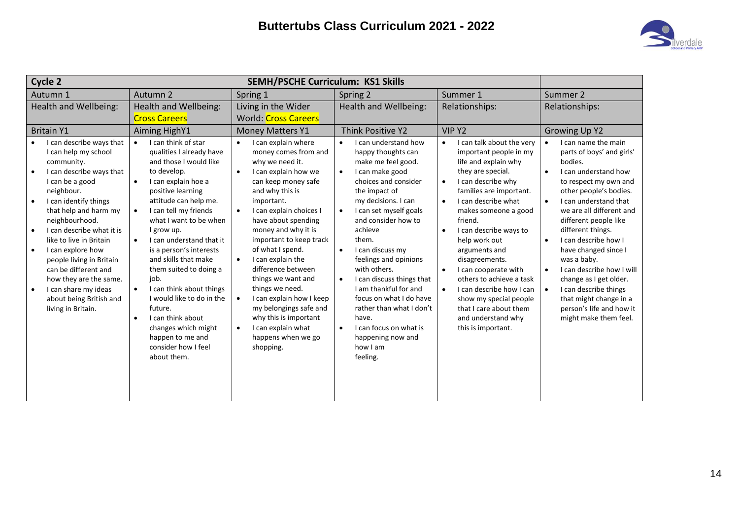# Buttertubs Class Curriculum 2021 - 2022

| Cycle 2 | SEMH/PSCHE Curriculum: KS1 Skills | | | | |
|---|---|---|---|---|---|
| Autumn 1 | Autumn 2 | Spring 1 | Spring 2 | Summer 1 | Summer 2 |
| Health and Wellbeing: | Health and Wellbeing: Cross Careers | Living in the Wider World: Cross Careers | Health and Wellbeing: | Relationships: | Relationships: |
| Britain Y1 | Aiming HighY1 | Money Matters Y1 | Think Positive Y2 | VIP Y2 | Growing Up Y2 |
| • I can describe ways that I can help my school community.<br>• I can describe ways that I can be a good neighbour.<br>• I can identify things that help and harm my neighbourhood.<br>• I can describe what it is like to live in Britain<br>• I can explore how people living in Britain can be different and how they are the same.<br>• I can share my ideas about being British and living in Britain. | • I can think of star qualities I already have and those I would like to develop.<br>• I can explain hoe a positive learning attitude can help me.<br>• I can tell my friends what I want to be when I grow up.<br>• I can understand that it is a person's interests and skills that make them suited to doing a job.<br>• I can think about things I would like to do in the future.<br>• I can think about changes which might happen to me and consider how I feel about them. | • I can explain where money comes from and why we need it.<br>• I can explain how we can keep money safe and why this is important.<br>• I can explain choices I have about spending money and why it is important to keep track of what I spend.<br>• I can explain the difference between things we want and things we need.<br>• I can explain how I keep my belongings safe and why this is important<br>• I can explain what happens when we go shopping. | • I can understand how happy thoughts can make me feel good.<br>• I can make good choices and consider the impact of my decisions. I can<br>• I can set myself goals and consider how to achieve them.<br>• I can discuss my feelings and opinions with others.<br>• I can discuss things that I am thankful for and focus on what I do have rather than what I don't have.<br>• I can focus on what is happening now and how I am feeling. | • I can talk about the very important people in my life and explain why they are special.<br>• I can describe why families are important.<br>• I can describe what makes someone a good friend.<br>• I can describe ways to help work out arguments and disagreements.<br>• I can cooperate with others to achieve a task<br>• I can describe how I can show my special people that I care about them and understand why this is important. | • I can name the main parts of boys' and girls' bodies.<br>• I can understand how to respect my own and other people's bodies.<br>• I can understand that we are all different and different people like different things.<br>• I can describe how I have changed since I was a baby.<br>• I can describe how I will change as I get older.<br>• I can describe things that might change in a person's life and how it might make them feel. |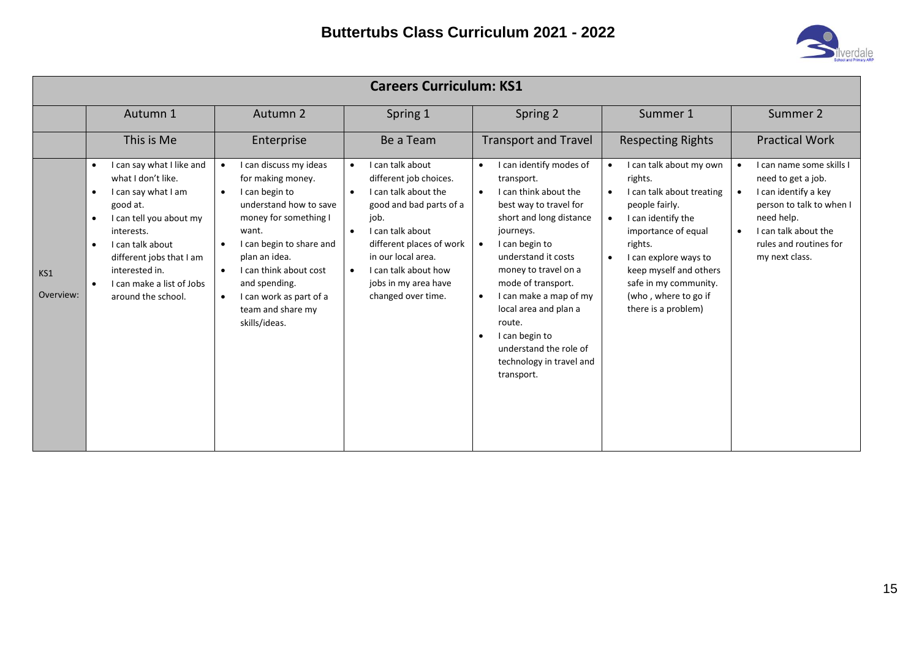# Buttertubs Class Curriculum 2021 - 2022

## Careers Curriculum: KS1

| | Autumn 1 | Autumn 2 | Spring 1 | Spring 2 | Summer 1 | Summer 2 |
|---|---|---|---|---|---|---|
| | This is Me | Enterprise | Be a Team | Transport and Travel | Respecting Rights | Practical Work |
| KS1 Overview: | • I can say what I like and what I don't like.<br>• I can say what I am good at.<br>• I can tell you about my interests.<br>• I can talk about different jobs that I am interested in.<br>• I can make a list of Jobs around the school. | • I can discuss my ideas for making money.<br>• I can begin to understand how to save money for something I want.<br>• I can begin to share and plan an idea.<br>• I can think about cost and spending.<br>• I can work as part of a team and share my skills/ideas. | • I can talk about different job choices.<br>• I can talk about the good and bad parts of a job.<br>• I can talk about different places of work in our local area.<br>• I can talk about how jobs in my area have changed over time. | • I can identify modes of transport.<br>• I can think about the best way to travel for short and long distance journeys.<br>• I can begin to understand it costs money to travel on a mode of transport.<br>• I can make a map of my local area and plan a route.<br>• I can begin to understand the role of technology in travel and transport. | • I can talk about my own rights.<br>• I can talk about treating people fairly.<br>• I can identify the importance of equal rights.<br>• I can explore ways to keep myself and others safe in my community. (who , where to go if there is a problem) | • I can name some skills I need to get a job.<br>• I can identify a key person to talk to when I need help.<br>• I can talk about the rules and routines for my next class. |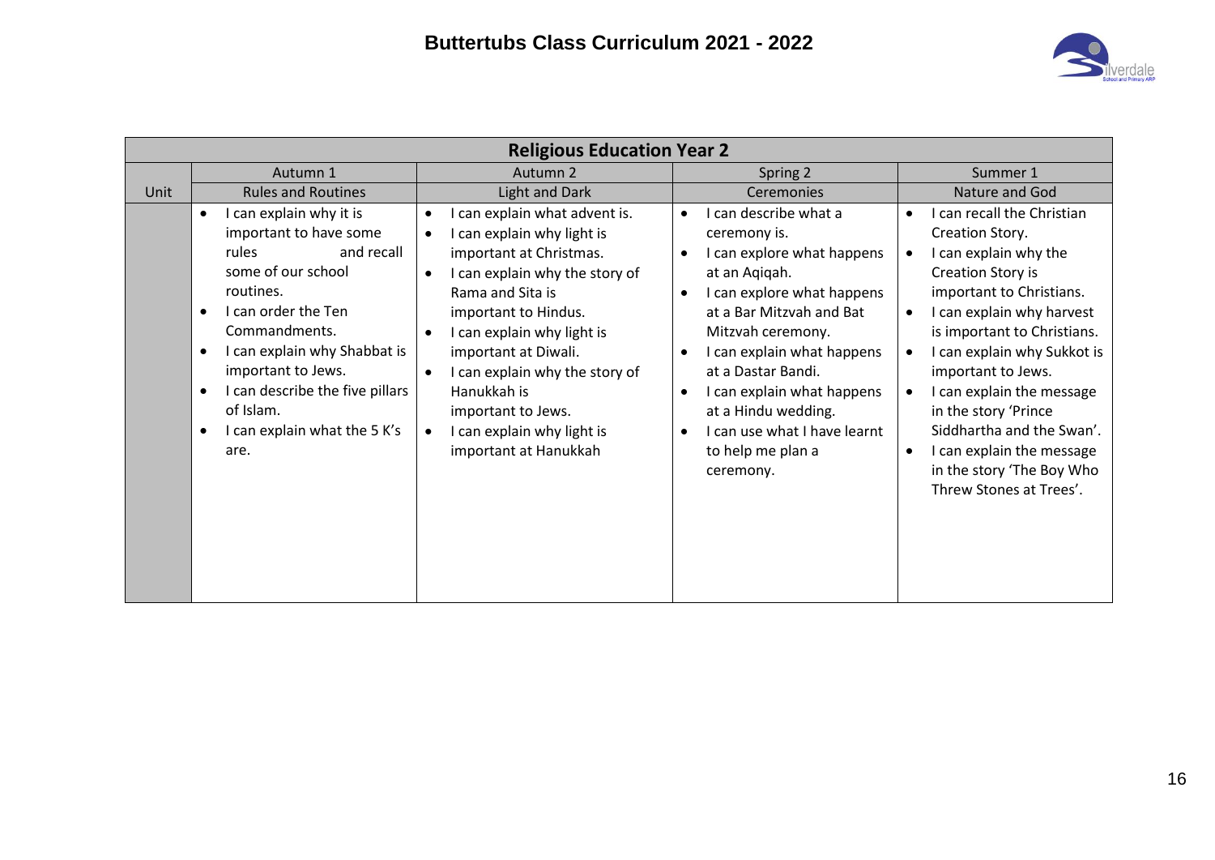# Buttertubs Class Curriculum 2021 - 2022

| Religious Education Year 2 | | | | |
|---|---|---|---|---|
| | Autumn 1 | Autumn 2 | Spring 2 | Summer 1 |
| Unit | Rules and Routines | Light and Dark | Ceremonies | Nature and God |
| | • I can explain why it is important to have some rules and recall some of our school routines.<br>• I can order the Ten Commandments.<br>• I can explain why Shabbat is important to Jews.<br>• I can describe the five pillars of Islam.<br>• I can explain what the 5 K's are. | • I can explain what advent is.<br>• I can explain why light is important at Christmas.<br>• I can explain why the story of Rama and Sita is important to Hindus.<br>• I can explain why light is important at Diwali.<br>• I can explain why the story of Hanukkah is important to Jews.<br>• I can explain why light is important at Hanukkah | • I can describe what a ceremony is.<br>• I can explore what happens at an Aqiqah.<br>• I can explore what happens at a Bar Mitzvah and Bat Mitzvah ceremony.<br>• I can explain what happens at a Dastar Bandi.<br>• I can explain what happens at a Hindu wedding.<br>• I can use what I have learnt to help me plan a ceremony. | • I can recall the Christian Creation Story.<br>• I can explain why the Creation Story is important to Christians.<br>• I can explain why harvest is important to Christians.<br>• I can explain why Sukkot is important to Jews.<br>• I can explain the message in the story 'Prince Siddhartha and the Swan'.<br>• I can explain the message in the story 'The Boy Who Threw Stones at Trees'. |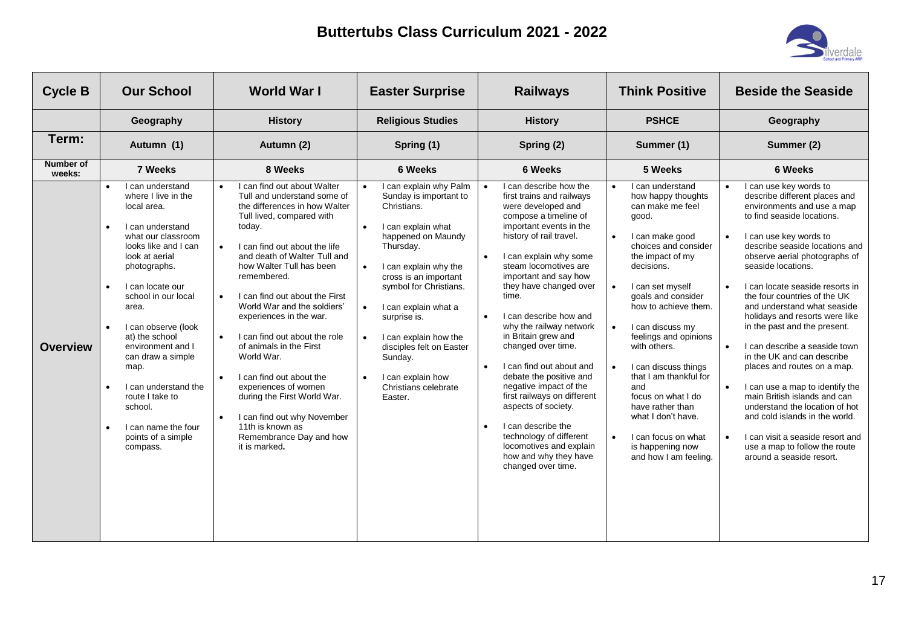# Buttertubs Class Curriculum 2021 - 2022

| Cycle B | Our School | World War I | Easter Surprise | Railways | Think Positive | Beside the Seaside |
|---|---|---|---|---|---|---|
| | Geography | History | Religious Studies | History | PSHCE | Geography |
| Term: | Autumn (1) | Autumn (2) | Spring (1) | Spring (2) | Summer (1) | Summer (2) |
| Number of weeks: | 7 Weeks | 8 Weeks | 6 Weeks | 6 Weeks | 5 Weeks | 6 Weeks |
| Overview | • I can understand where I live in the local area.<br>• I can understand what our classroom looks like and I can look at aerial photographs.<br>• I can locate our school in our local area.<br>• I can observe (look at) the school environment and I can draw a simple map.<br>• I can understand the route I take to school.<br>• I can name the four points of a simple compass. | • I can find out about Walter Tull and understand some of the differences in how Walter Tull lived, compared with today.<br>• I can find out about the life and death of Walter Tull and how Walter Tull has been remembered.<br>• I can find out about the First World War and the soldiers' experiences in the war.<br>• I can find out about the role of animals in the First World War.<br>• I can find out about the experiences of women during the First World War.<br>• I can find out why November 11th is known as Remembrance Day and how it is marked. | • I can explain why Palm Sunday is important to Christians.<br>• I can explain what happened on Maundy Thursday.<br>• I can explain why the cross is an important symbol for Christians.<br>• I can explain what a surprise is.<br>• I can explain how the disciples felt on Easter Sunday.<br>• I can explain how Christians celebrate Easter. | • I can describe how the first trains and railways were developed and compose a timeline of important events in the history of rail travel.<br>• I can explain why some steam locomotives are important and say how they have changed over time.<br>• I can describe how and why the railway network in Britain grew and changed over time.<br>• I can find out about and debate the positive and negative impact of the first railways on different aspects of society.<br>• I can describe the technology of different locomotives and explain how and why they have changed over time. | • I can understand how happy thoughts can make me feel good.<br>• I can make good choices and consider the impact of my decisions.<br>• I can set myself goals and consider how to achieve them.<br>• I can discuss my feelings and opinions with others.<br>• I can discuss things that I am thankful for and focus on what I do have rather than what I don't have.<br>• I can focus on what is happening now and how I am feeling. | • I can use key words to describe different places and environments and use a map to find seaside locations.<br>• I can use key words to describe seaside locations and observe aerial photographs of seaside locations.<br>• I can locate seaside resorts in the four countries of the UK and understand what seaside holidays and resorts were like in the past and the present.<br>• I can describe a seaside town in the UK and can describe places and routes on a map.<br>• I can use a map to identify the main British islands and can understand the location of hot and cold islands in the world.<br>• I can visit a seaside resort and use a map to follow the route around a seaside resort. |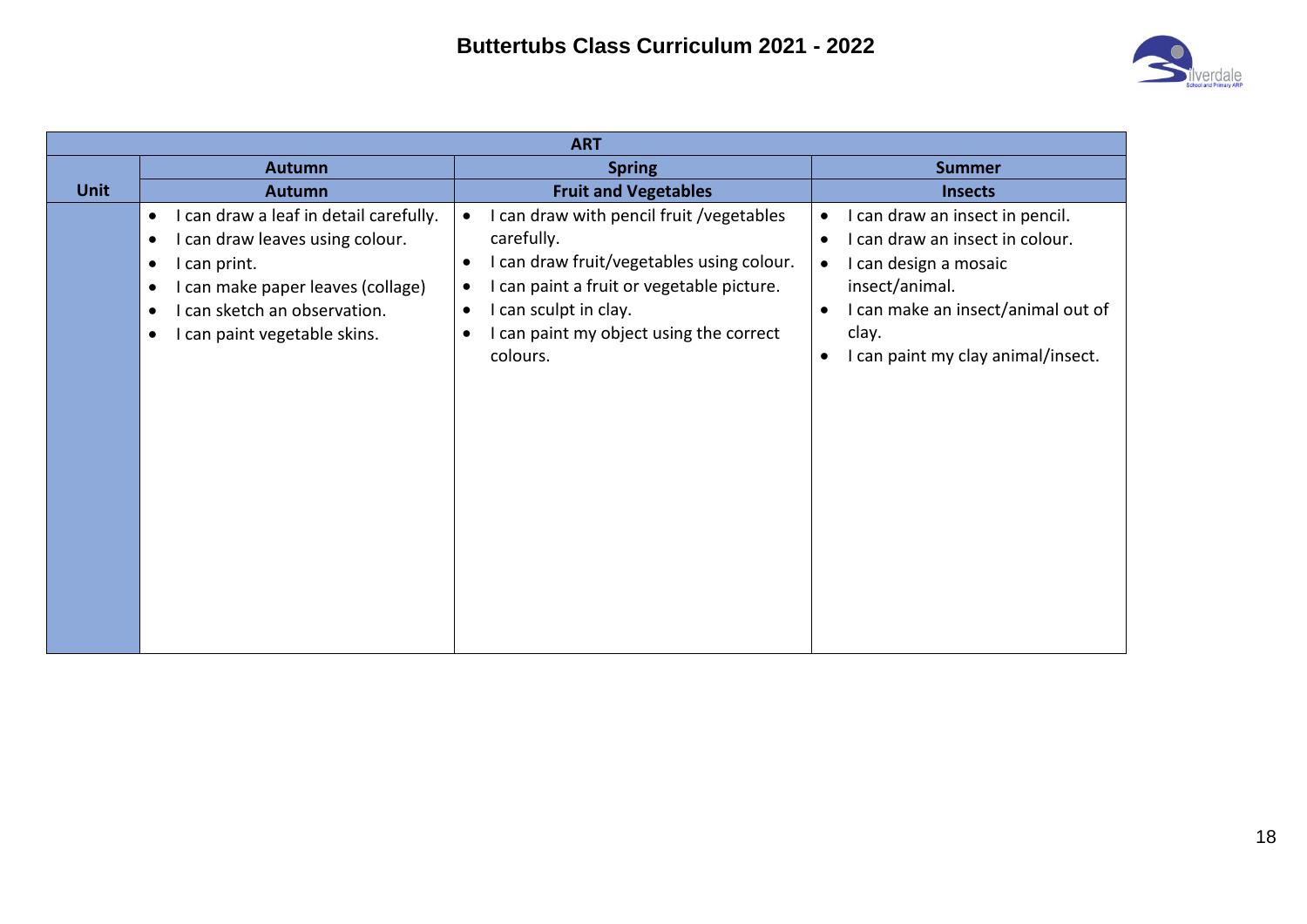# Buttertubs Class Curriculum 2021 - 2022

| ART | | | |
|---|---|---|---|
| | Autumn | Spring | Summer |
| Unit | Autumn | Fruit and Vegetables | Insects |
| | • I can draw a leaf in detail carefully.<br>• I can draw leaves using colour.<br>• I can print.<br>• I can make paper leaves (collage)<br>• I can sketch an observation.<br>• I can paint vegetable skins. | • I can draw with pencil fruit /vegetables carefully.<br>• I can draw fruit/vegetables using colour.<br>• I can paint a fruit or vegetable picture.<br>• I can sculpt in clay.<br>• I can paint my object using the correct colours. | • I can draw an insect in pencil.<br>• I can draw an insect in colour.<br>• I can design a mosaic insect/animal.<br>• I can make an insect/animal out of clay.<br>• I can paint my clay animal/insect. |